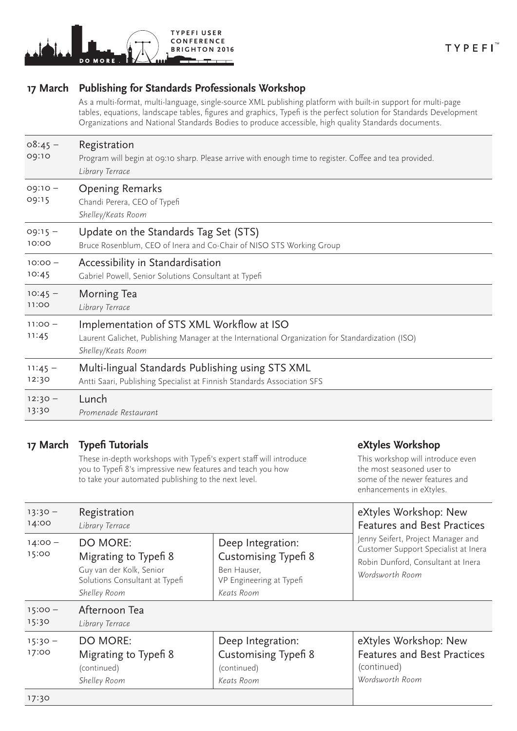TYPEFI USER CONFERENCE BRIGHTON 2016

DO MORE.

TYPEFI™

## 17 March — Publishing for Standards Professionals Workshop

As a multi-format, multi-language, single-source XML publishing platform with built-in support for multi-page tables, equations, landscape tables, figures and graphics, Typefi is the perfect solution for Standards Development Organizations and National Standards Bodies to produce accessible, high quality Standards documents.

| Time | Session |
| --- | --- |
| 08:45 – 09:10 | **Registration**<br>Program will begin at 09:10 sharp. Please arrive with enough time to register. Coffee and tea provided.<br>*Library Terrace* |
| 09:10 – 09:15 | **Opening Remarks**<br>Chandi Perera, CEO of Typefi<br>*Shelley/Keats Room* |
| 09:15 – 10:00 | **Update on the Standards Tag Set (STS)**<br>Bruce Rosenblum, CEO of Inera and Co-Chair of NISO STS Working Group |
| 10:00 – 10:45 | **Accessibility in Standardisation**<br>Gabriel Powell, Senior Solutions Consultant at Typefi |
| 10:45 – 11:00 | **Morning Tea**<br>*Library Terrace* |
| 11:00 – 11:45 | **Implementation of STS XML Workflow at ISO**<br>Laurent Galichet, Publishing Manager at the International Organization for Standardization (ISO)<br>*Shelley/Keats Room* |
| 11:45 – 12:30 | **Multi-lingual Standards Publishing using STS XML**<br>Antti Saari, Publishing Specialist at Finnish Standards Association SFS |
| 12:30 – 13:30 | **Lunch**<br>*Promenade Restaurant* |

## 17 March — Typefi Tutorials

These in-depth workshops with Typefi's expert staff will introduce you to Typefi 8's impressive new features and teach you how to take your automated publishing to the next level.

### eXtyles Workshop

This workshop will introduce even the most seasoned user to some of the newer features and enhancements in eXtyles.

| Time | Typefi Tutorials | | eXtyles Workshop |
| --- | --- | --- | --- |
| 13:30 – 14:00 | **Registration**<br>*Library Terrace* | | **eXtyles Workshop: New Features and Best Practices**<br>Jenny Seifert, Project Manager and Customer Support Specialist at Inera<br>Robin Dunford, Consultant at Inera<br>*Wordsworth Room* |
| 14:00 – 15:00 | **DO MORE: Migrating to Typefi 8**<br>Guy van der Kolk, Senior Solutions Consultant at Typefi<br>*Shelley Room* | **Deep Integration: Customising Typefi 8**<br>Ben Hauser, VP Engineering at Typefi<br>*Keats Room* | |
| 15:00 – 15:30 | **Afternoon Tea**<br>*Library Terrace* | | |
| 15:30 – 17:00 | **DO MORE: Migrating to Typefi 8**<br>(continued)<br>*Shelley Room* | **Deep Integration: Customising Typefi 8**<br>(continued)<br>*Keats Room* | **eXtyles Workshop: New Features and Best Practices**<br>(continued)<br>*Wordsworth Room* |
| 17:30 | | | |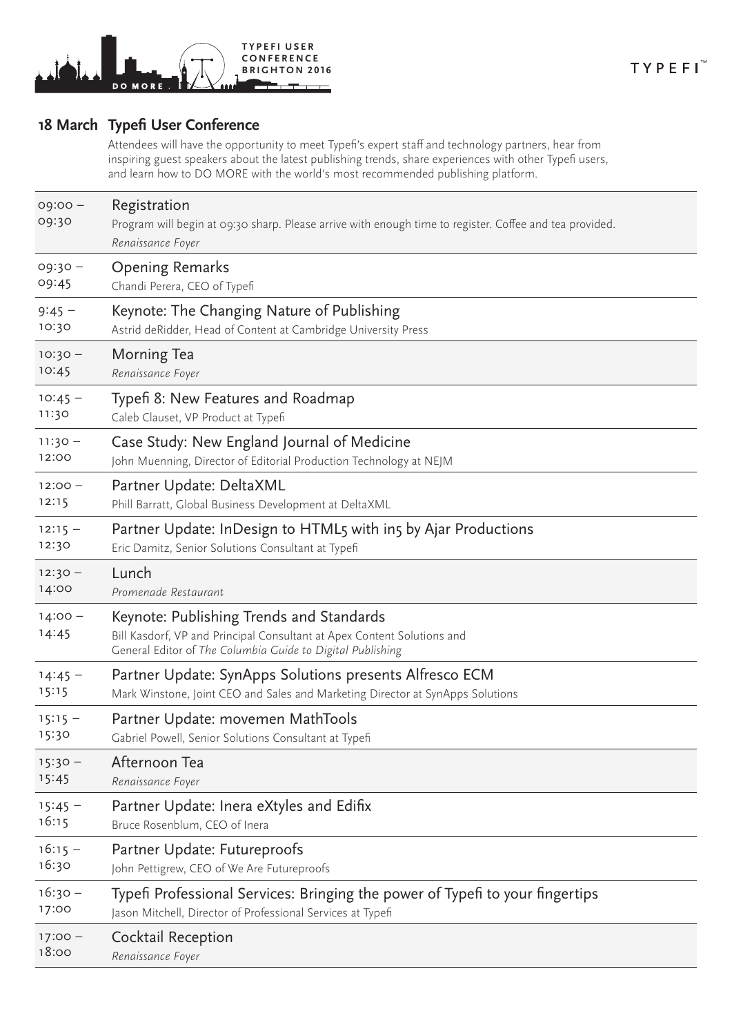TYPEFI USER CONFERENCE BRIGHTON 2016

DO MORE.

TYPEFI™

## 18 March Typefi User Conference

Attendees will have the opportunity to meet Typefi's expert staff and technology partners, hear from inspiring guest speakers about the latest publishing trends, share experiences with other Typefi users, and learn how to DO MORE with the world's most recommended publishing platform.

| | |
|---|---|
| 09:00 – 09:30 | **Registration**<br>Program will begin at 09:30 sharp. Please arrive with enough time to register. Coffee and tea provided.<br>*Renaissance Foyer* |
| 09:30 – 09:45 | **Opening Remarks**<br>Chandi Perera, CEO of Typefi |
| 9:45 – 10:30 | **Keynote: The Changing Nature of Publishing**<br>Astrid deRidder, Head of Content at Cambridge University Press |
| 10:30 – 10:45 | **Morning Tea**<br>*Renaissance Foyer* |
| 10:45 – 11:30 | **Typefi 8: New Features and Roadmap**<br>Caleb Clauset, VP Product at Typefi |
| 11:30 – 12:00 | **Case Study: New England Journal of Medicine**<br>John Muenning, Director of Editorial Production Technology at NEJM |
| 12:00 – 12:15 | **Partner Update: DeltaXML**<br>Phill Barratt, Global Business Development at DeltaXML |
| 12:15 – 12:30 | **Partner Update: InDesign to HTML5 with in5 by Ajar Productions**<br>Eric Damitz, Senior Solutions Consultant at Typefi |
| 12:30 – 14:00 | **Lunch**<br>*Promenade Restaurant* |
| 14:00 – 14:45 | **Keynote: Publishing Trends and Standards**<br>Bill Kasdorf, VP and Principal Consultant at Apex Content Solutions and General Editor of *The Columbia Guide to Digital Publishing* |
| 14:45 – 15:15 | **Partner Update: SynApps Solutions presents Alfresco ECM**<br>Mark Winstone, Joint CEO and Sales and Marketing Director at SynApps Solutions |
| 15:15 – 15:30 | **Partner Update: movemen MathTools**<br>Gabriel Powell, Senior Solutions Consultant at Typefi |
| 15:30 – 15:45 | **Afternoon Tea**<br>*Renaissance Foyer* |
| 15:45 – 16:15 | **Partner Update: Inera eXtyles and Edifix**<br>Bruce Rosenblum, CEO of Inera |
| 16:15 – 16:30 | **Partner Update: Futureproofs**<br>John Pettigrew, CEO of We Are Futureproofs |
| 16:30 – 17:00 | **Typefi Professional Services: Bringing the power of Typefi to your fingertips**<br>Jason Mitchell, Director of Professional Services at Typefi |
| 17:00 – 18:00 | **Cocktail Reception**<br>*Renaissance Foyer* |